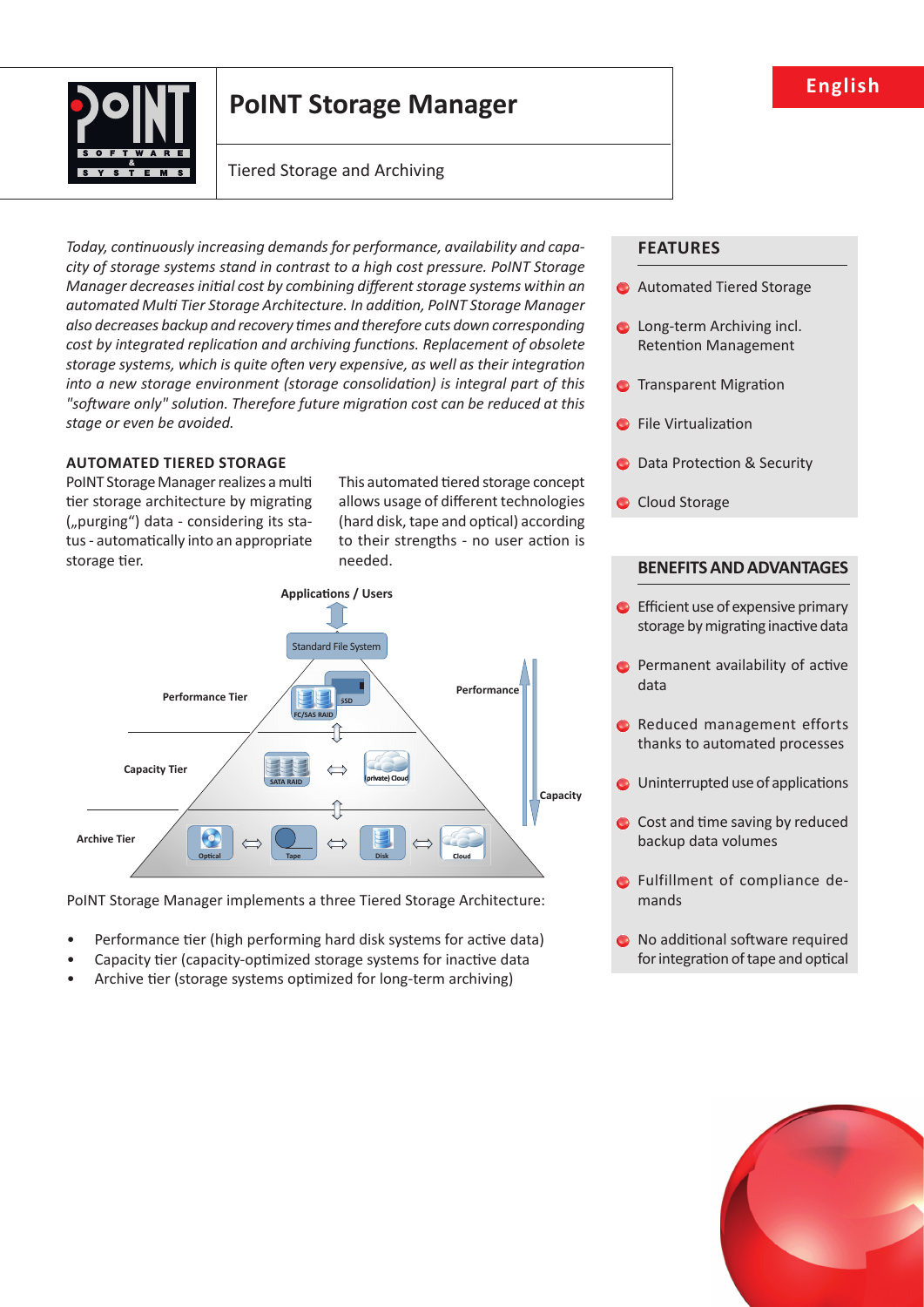# PoINT Storage Manager

Tiered Storage and Archiving

English

*Today, continuously increasing demands for performance, availability and capacity of storage systems stand in contrast to a high cost pressure. PoINT Storage Manager decreases initial cost by combining different storage systems within an automated Multi Tier Storage Architecture. In addition, PoINT Storage Manager also decreases backup and recovery times and therefore cuts down corresponding cost by integrated replication and archiving functions. Replacement of obsolete storage systems, which is quite often very expensive, as well as their integration into a new storage environment (storage consolidation) is integral part of this "software only" solution. Therefore future migration cost can be reduced at this stage or even be avoided.*

## AUTOMATED TIERED STORAGE

PoINT Storage Manager realizes a multi tier storage architecture by migrating („purging“) data - considering its status - automatically into an appropriate storage tier.

This automated tiered storage concept allows usage of different technologies (hard disk, tape and optical) according to their strengths - no user action is needed.

PoINT Storage Manager implements a three Tiered Storage Architecture:

- Performance tier (high performing hard disk systems for active data)
- Capacity tier (capacity-optimized storage systems for inactive data
- Archive tier (storage systems optimized for long-term archiving)

## FEATURES

- Automated Tiered Storage
- Long-term Archiving incl. Retention Management
- Transparent Migration
- File Virtualization
- Data Protection & Security
- Cloud Storage

## BENEFITS AND ADVANTAGES

- Efficient use of expensive primary storage by migrating inactive data
- Permanent availability of active data
- Reduced management efforts thanks to automated processes
- Uninterrupted use of applications
- Cost and time saving by reduced backup data volumes
- Fulfillment of compliance demands
- No additional software required for integration of tape and optical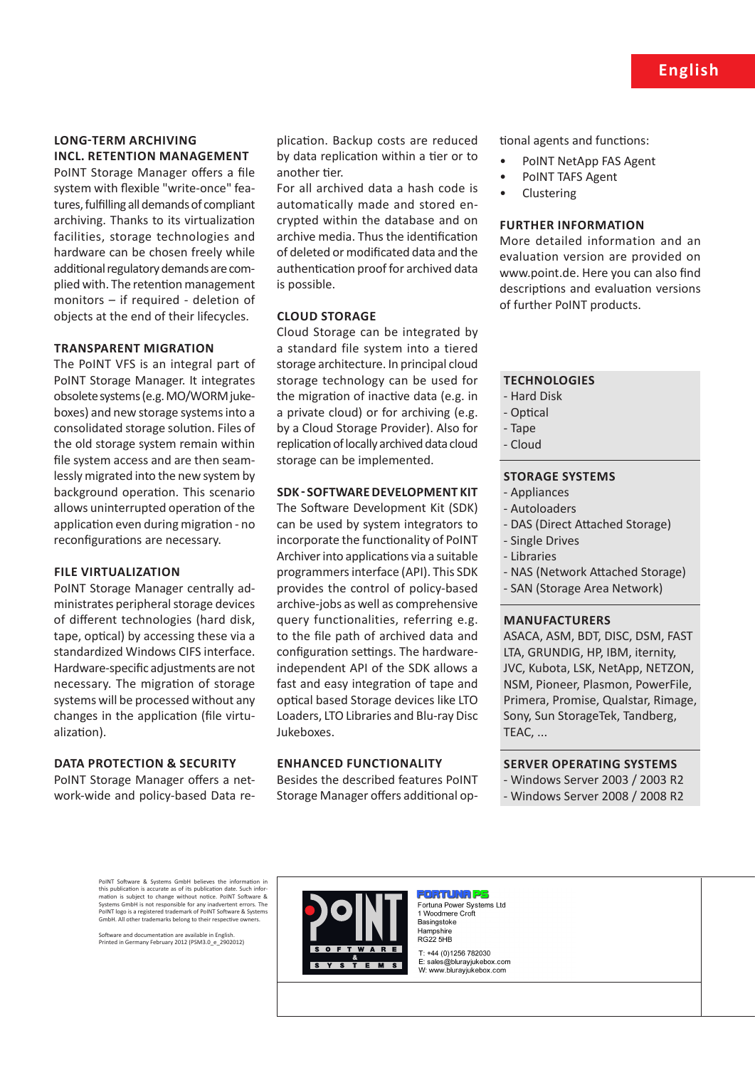English

## LONG-TERM ARCHIVING INCL. RETENTION MANAGEMENT

PoINT Storage Manager offers a file system with flexible "write-once" features, fulfilling all demands of compliant archiving. Thanks to its virtualization facilities, storage technologies and hardware can be chosen freely while additional regulatory demands are complied with. The retention management monitors – if required - deletion of objects at the end of their lifecycles.

## TRANSPARENT MIGRATION

The PoINT VFS is an integral part of PoINT Storage Manager. It integrates obsolete systems (e.g. MO/WORM jukeboxes) and new storage systems into a consolidated storage solution. Files of the old storage system remain within file system access and are then seamlessly migrated into the new system by background operation. This scenario allows uninterrupted operation of the application even during migration - no reconfigurations are necessary.

## FILE VIRTUALIZATION

PoINT Storage Manager centrally administrates peripheral storage devices of different technologies (hard disk, tape, optical) by accessing these via a standardized Windows CIFS interface. Hardware-specific adjustments are not necessary. The migration of storage systems will be processed without any changes in the application (file virtualization).

## DATA PROTECTION & SECURITY

PoINT Storage Manager offers a network-wide and policy-based Data replication. Backup costs are reduced by data replication within a tier or to another tier.

For all archived data a hash code is automatically made and stored encrypted within the database and on archive media. Thus the identification of deleted or modificated data and the authentication proof for archived data is possible.

## CLOUD STORAGE

Cloud Storage can be integrated by a standard file system into a tiered storage architecture. In principal cloud storage technology can be used for the migration of inactive data (e.g. in a private cloud) or for archiving (e.g. by a Cloud Storage Provider). Also for replication of locally archived data cloud storage can be implemented.

## SDK - SOFTWARE DEVELOPMENT KIT

The Software Development Kit (SDK) can be used by system integrators to incorporate the functionality of PoINT Archiver into applications via a suitable programmers interface (API). This SDK provides the control of policy-based archive-jobs as well as comprehensive query functionalities, referring e.g. to the file path of archived data and configuration settings. The hardware-independent API of the SDK allows a fast and easy integration of tape and optical based Storage devices like LTO Loaders, LTO Libraries and Blu-ray Disc Jukeboxes.

## ENHANCED FUNCTIONALITY

Besides the described features PoINT Storage Manager offers additional optional agents and functions:

- PoINT NetApp FAS Agent
- PoINT TAFS Agent
- Clustering

## FURTHER INFORMATION

More detailed information and an evaluation version are provided on www.point.de. Here you can also find descriptions and evaluation versions of further PoINT products.

## TECHNOLOGIES

- Hard Disk
- Optical
- Tape
- Cloud

## STORAGE SYSTEMS

- Appliances
- Autoloaders
- DAS (Direct Attached Storage)
- Single Drives
- Libraries
- NAS (Network Attached Storage)
- SAN (Storage Area Network)

## MANUFACTURERS

ASACA, ASM, BDT, DISC, DSM, FAST LTA, GRUNDIG, HP, IBM, iternity, JVC, Kubota, LSK, NetApp, NETZON, NSM, Pioneer, Plasmon, PowerFile, Primera, Promise, Qualstar, Rimage, Sony, Sun StorageTek, Tandberg, TEAC, ...

## SERVER OPERATING SYSTEMS

- Windows Server 2003 / 2003 R2
- Windows Server 2008 / 2008 R2

PoINT Software & Systems GmbH believes the information in this publication is accurate as of its publication date. Such information is subject to change without notice. PoINT Software & Systems GmbH is not responsible for any inadvertent errors. The PoINT logo is a registered trademark of PoINT Software & Systems GmbH. All other trademarks belong to their respective owners.

Software and documentation are available in English.
Printed in Germany February 2012 (PSM3.0_e_2902012)

PoINT SOFTWARE & SYSTEMS

FORTUNA PS
Fortuna Power Systems Ltd
1 Woodmere Croft
Basingstoke
Hampshire
RG22 5HB

T: +44 (0)1256 782030
E: sales@blurayjukebox.com
W: www.blurayjukebox.com